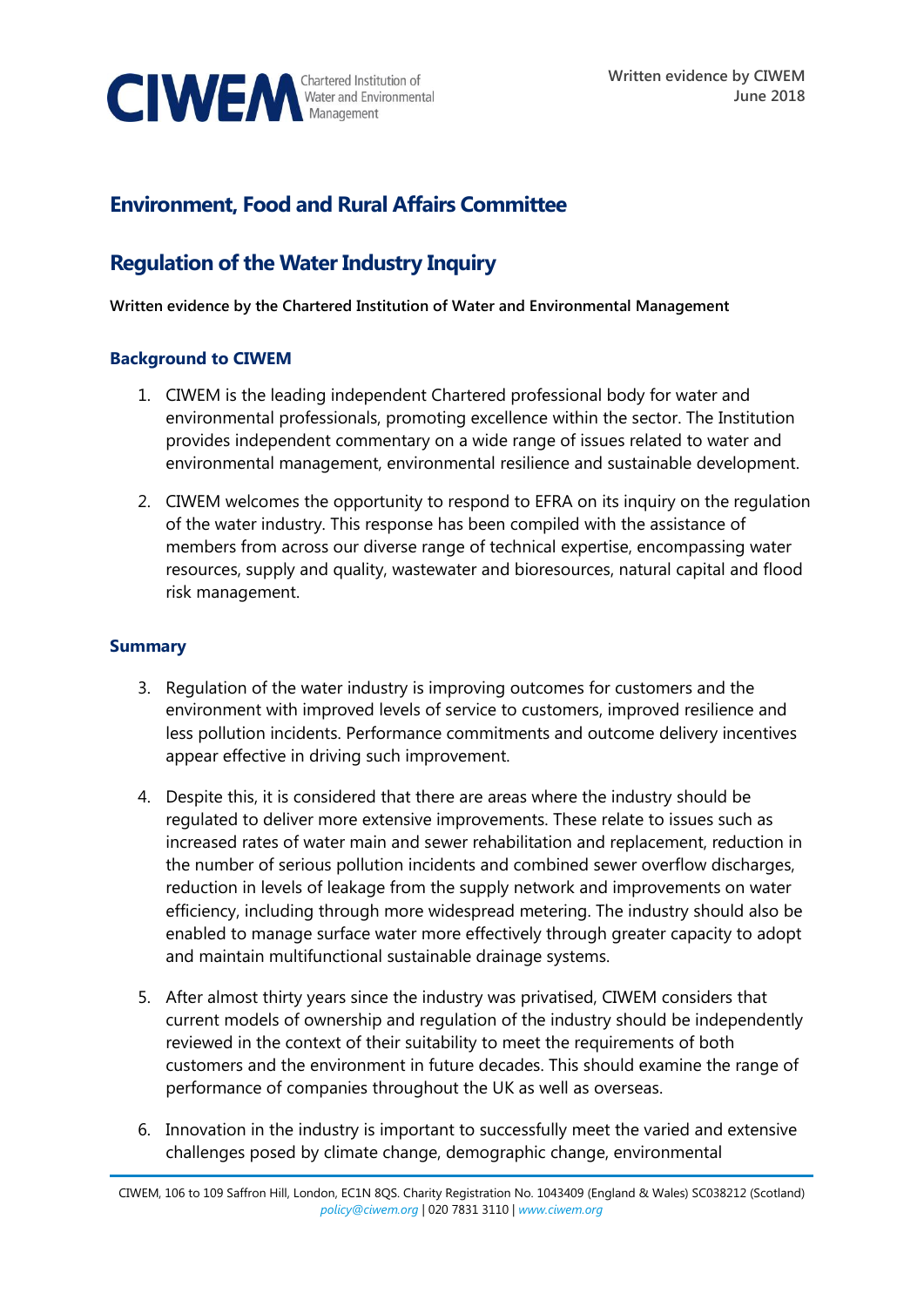CIWEM Chartered Institution of Water and Environmental Management

Written evidence by CIWEM
June 2018

# Environment, Food and Rural Affairs Committee

## Regulation of the Water Industry Inquiry

**Written evidence by the Chartered Institution of Water and Environmental Management**

### Background to CIWEM

1. CIWEM is the leading independent Chartered professional body for water and environmental professionals, promoting excellence within the sector. The Institution provides independent commentary on a wide range of issues related to water and environmental management, environmental resilience and sustainable development.

2. CIWEM welcomes the opportunity to respond to EFRA on its inquiry on the regulation of the water industry. This response has been compiled with the assistance of members from across our diverse range of technical expertise, encompassing water resources, supply and quality, wastewater and bioresources, natural capital and flood risk management.

### Summary

3. Regulation of the water industry is improving outcomes for customers and the environment with improved levels of service to customers, improved resilience and less pollution incidents. Performance commitments and outcome delivery incentives appear effective in driving such improvement.

4. Despite this, it is considered that there are areas where the industry should be regulated to deliver more extensive improvements. These relate to issues such as increased rates of water main and sewer rehabilitation and replacement, reduction in the number of serious pollution incidents and combined sewer overflow discharges, reduction in levels of leakage from the supply network and improvements on water efficiency, including through more widespread metering. The industry should also be enabled to manage surface water more effectively through greater capacity to adopt and maintain multifunctional sustainable drainage systems.

5. After almost thirty years since the industry was privatised, CIWEM considers that current models of ownership and regulation of the industry should be independently reviewed in the context of their suitability to meet the requirements of both customers and the environment in future decades. This should examine the range of performance of companies throughout the UK as well as overseas.

6. Innovation in the industry is important to successfully meet the varied and extensive challenges posed by climate change, demographic change, environmental

CIWEM, 106 to 109 Saffron Hill, London, EC1N 8QS. Charity Registration No. 1043409 (England & Wales) SC038212 (Scotland)
policy@ciwem.org | 020 7831 3110 | www.ciwem.org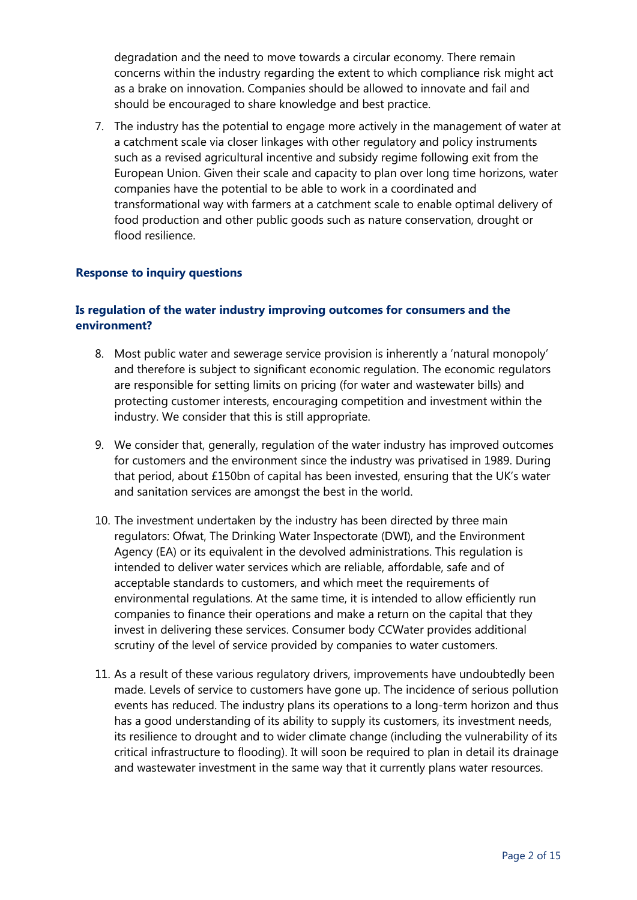degradation and the need to move towards a circular economy. There remain concerns within the industry regarding the extent to which compliance risk might act as a brake on innovation. Companies should be allowed to innovate and fail and should be encouraged to share knowledge and best practice.

7. The industry has the potential to engage more actively in the management of water at a catchment scale via closer linkages with other regulatory and policy instruments such as a revised agricultural incentive and subsidy regime following exit from the European Union. Given their scale and capacity to plan over long time horizons, water companies have the potential to be able to work in a coordinated and transformational way with farmers at a catchment scale to enable optimal delivery of food production and other public goods such as nature conservation, drought or flood resilience.

## Response to inquiry questions

### Is regulation of the water industry improving outcomes for consumers and the environment?

8. Most public water and sewerage service provision is inherently a 'natural monopoly' and therefore is subject to significant economic regulation. The economic regulators are responsible for setting limits on pricing (for water and wastewater bills) and protecting customer interests, encouraging competition and investment within the industry. We consider that this is still appropriate.

9. We consider that, generally, regulation of the water industry has improved outcomes for customers and the environment since the industry was privatised in 1989. During that period, about £150bn of capital has been invested, ensuring that the UK's water and sanitation services are amongst the best in the world.

10. The investment undertaken by the industry has been directed by three main regulators: Ofwat, The Drinking Water Inspectorate (DWI), and the Environment Agency (EA) or its equivalent in the devolved administrations. This regulation is intended to deliver water services which are reliable, affordable, safe and of acceptable standards to customers, and which meet the requirements of environmental regulations. At the same time, it is intended to allow efficiently run companies to finance their operations and make a return on the capital that they invest in delivering these services. Consumer body CCWater provides additional scrutiny of the level of service provided by companies to water customers.

11. As a result of these various regulatory drivers, improvements have undoubtedly been made. Levels of service to customers have gone up. The incidence of serious pollution events has reduced. The industry plans its operations to a long-term horizon and thus has a good understanding of its ability to supply its customers, its investment needs, its resilience to drought and to wider climate change (including the vulnerability of its critical infrastructure to flooding). It will soon be required to plan in detail its drainage and wastewater investment in the same way that it currently plans water resources.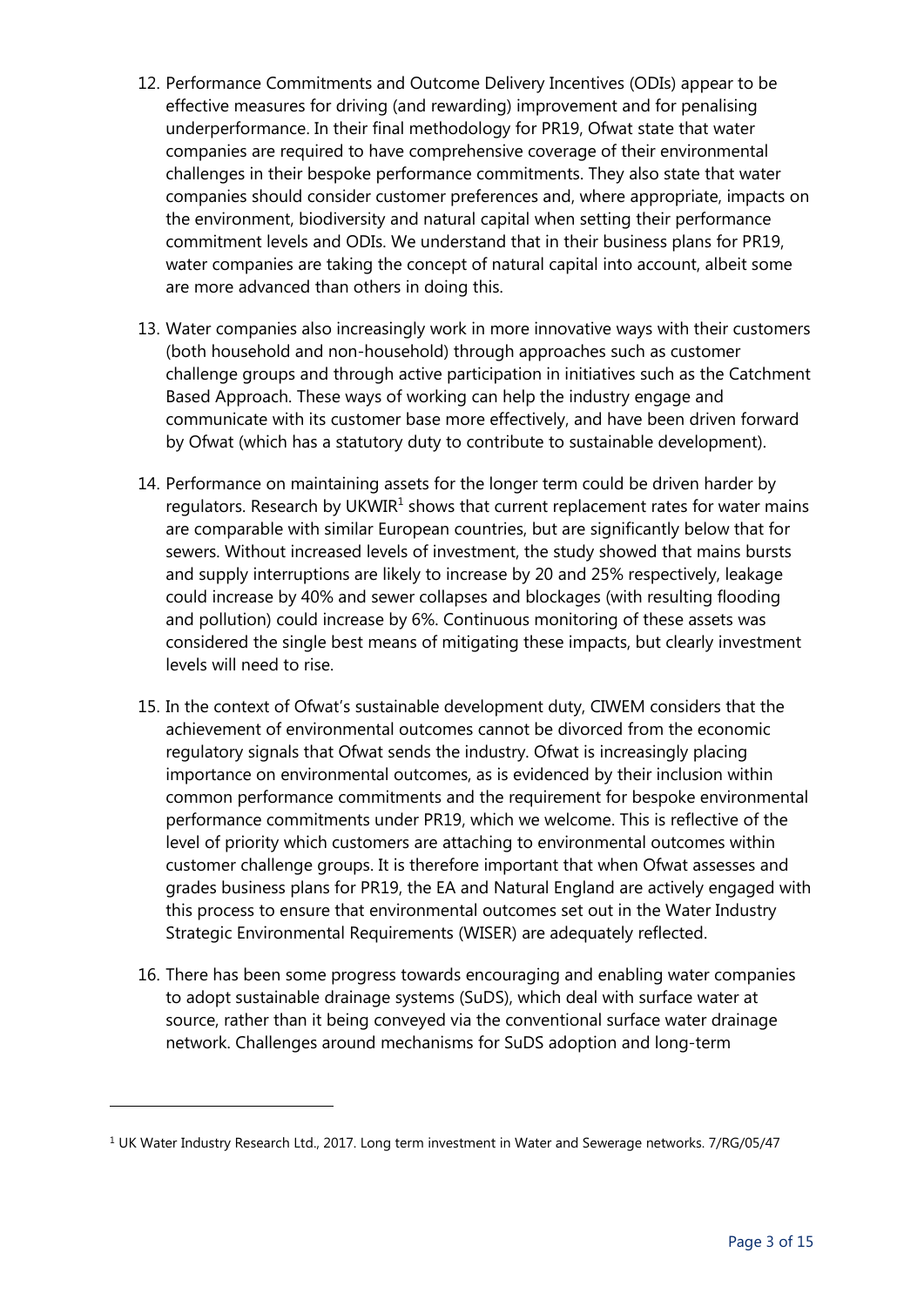12. Performance Commitments and Outcome Delivery Incentives (ODIs) appear to be effective measures for driving (and rewarding) improvement and for penalising underperformance. In their final methodology for PR19, Ofwat state that water companies are required to have comprehensive coverage of their environmental challenges in their bespoke performance commitments. They also state that water companies should consider customer preferences and, where appropriate, impacts on the environment, biodiversity and natural capital when setting their performance commitment levels and ODIs. We understand that in their business plans for PR19, water companies are taking the concept of natural capital into account, albeit some are more advanced than others in doing this.

13. Water companies also increasingly work in more innovative ways with their customers (both household and non-household) through approaches such as customer challenge groups and through active participation in initiatives such as the Catchment Based Approach. These ways of working can help the industry engage and communicate with its customer base more effectively, and have been driven forward by Ofwat (which has a statutory duty to contribute to sustainable development).

14. Performance on maintaining assets for the longer term could be driven harder by regulators. Research by UKWIR[1] shows that current replacement rates for water mains are comparable with similar European countries, but are significantly below that for sewers. Without increased levels of investment, the study showed that mains bursts and supply interruptions are likely to increase by 20 and 25% respectively, leakage could increase by 40% and sewer collapses and blockages (with resulting flooding and pollution) could increase by 6%. Continuous monitoring of these assets was considered the single best means of mitigating these impacts, but clearly investment levels will need to rise.

15. In the context of Ofwat's sustainable development duty, CIWEM considers that the achievement of environmental outcomes cannot be divorced from the economic regulatory signals that Ofwat sends the industry. Ofwat is increasingly placing importance on environmental outcomes, as is evidenced by their inclusion within common performance commitments and the requirement for bespoke environmental performance commitments under PR19, which we welcome. This is reflective of the level of priority which customers are attaching to environmental outcomes within customer challenge groups. It is therefore important that when Ofwat assesses and grades business plans for PR19, the EA and Natural England are actively engaged with this process to ensure that environmental outcomes set out in the Water Industry Strategic Environmental Requirements (WISER) are adequately reflected.

16. There has been some progress towards encouraging and enabling water companies to adopt sustainable drainage systems (SuDS), which deal with surface water at source, rather than it being conveyed via the conventional surface water drainage network. Challenges around mechanisms for SuDS adoption and long-term

---

[1] UK Water Industry Research Ltd., 2017. Long term investment in Water and Sewerage networks. 7/RG/05/47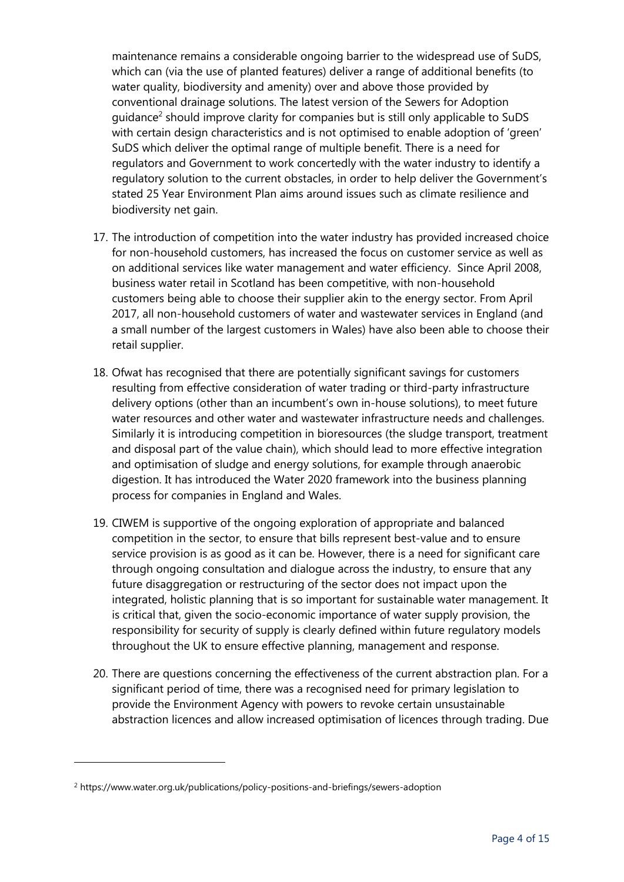maintenance remains a considerable ongoing barrier to the widespread use of SuDS, which can (via the use of planted features) deliver a range of additional benefits (to water quality, biodiversity and amenity) over and above those provided by conventional drainage solutions. The latest version of the Sewers for Adoption guidance[2] should improve clarity for companies but is still only applicable to SuDS with certain design characteristics and is not optimised to enable adoption of 'green' SuDS which deliver the optimal range of multiple benefit. There is a need for regulators and Government to work concertedly with the water industry to identify a regulatory solution to the current obstacles, in order to help deliver the Government's stated 25 Year Environment Plan aims around issues such as climate resilience and biodiversity net gain.

17. The introduction of competition into the water industry has provided increased choice for non-household customers, has increased the focus on customer service as well as on additional services like water management and water efficiency. Since April 2008, business water retail in Scotland has been competitive, with non-household customers being able to choose their supplier akin to the energy sector. From April 2017, all non-household customers of water and wastewater services in England (and a small number of the largest customers in Wales) have also been able to choose their retail supplier.

18. Ofwat has recognised that there are potentially significant savings for customers resulting from effective consideration of water trading or third-party infrastructure delivery options (other than an incumbent's own in-house solutions), to meet future water resources and other water and wastewater infrastructure needs and challenges. Similarly it is introducing competition in bioresources (the sludge transport, treatment and disposal part of the value chain), which should lead to more effective integration and optimisation of sludge and energy solutions, for example through anaerobic digestion. It has introduced the Water 2020 framework into the business planning process for companies in England and Wales.

19. CIWEM is supportive of the ongoing exploration of appropriate and balanced competition in the sector, to ensure that bills represent best-value and to ensure service provision is as good as it can be. However, there is a need for significant care through ongoing consultation and dialogue across the industry, to ensure that any future disaggregation or restructuring of the sector does not impact upon the integrated, holistic planning that is so important for sustainable water management. It is critical that, given the socio-economic importance of water supply provision, the responsibility for security of supply is clearly defined within future regulatory models throughout the UK to ensure effective planning, management and response.

20. There are questions concerning the effectiveness of the current abstraction plan. For a significant period of time, there was a recognised need for primary legislation to provide the Environment Agency with powers to revoke certain unsustainable abstraction licences and allow increased optimisation of licences through trading. Due

---

[2] https://www.water.org.uk/publications/policy-positions-and-briefings/sewers-adoption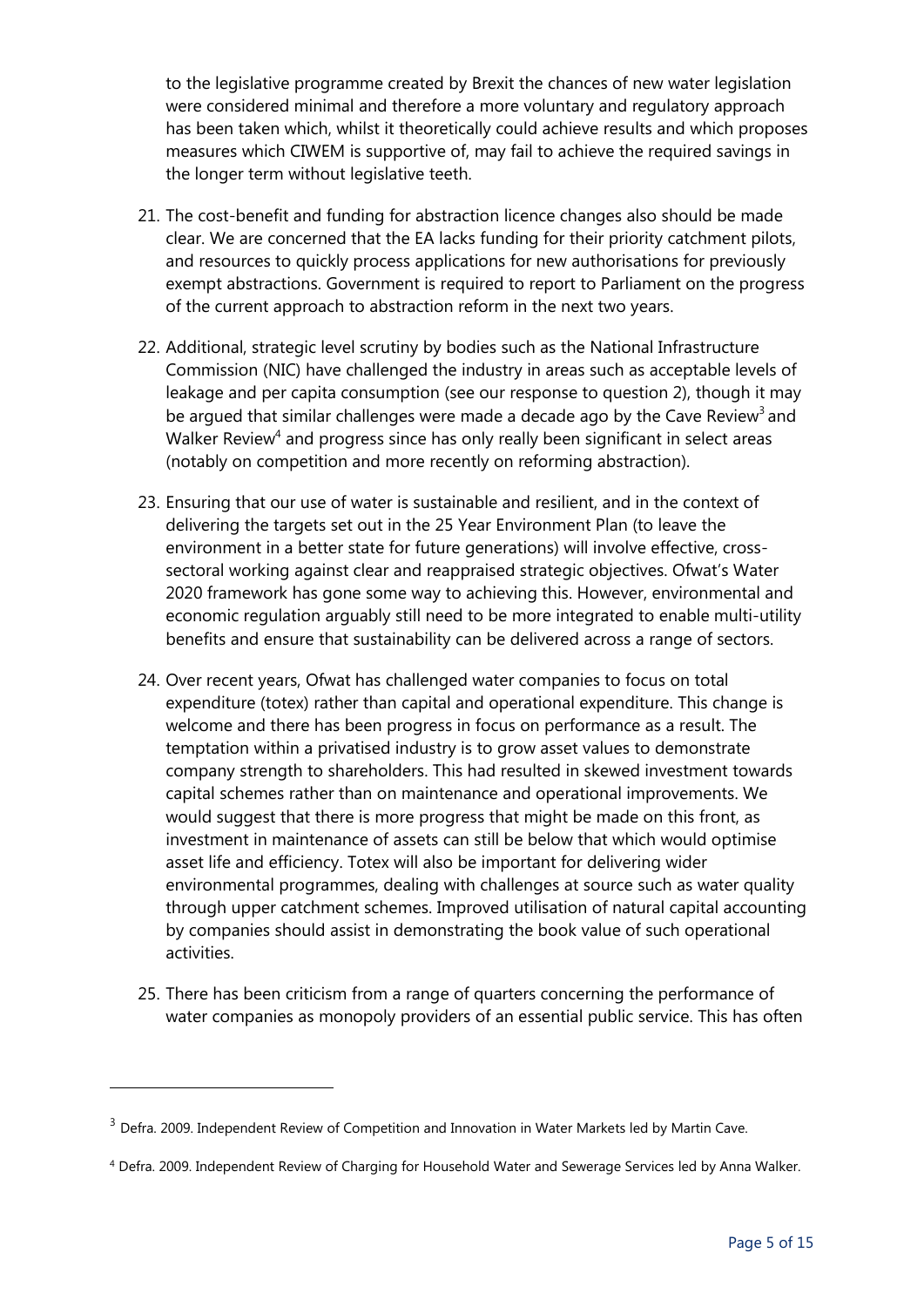to the legislative programme created by Brexit the chances of new water legislation were considered minimal and therefore a more voluntary and regulatory approach has been taken which, whilst it theoretically could achieve results and which proposes measures which CIWEM is supportive of, may fail to achieve the required savings in the longer term without legislative teeth.

21. The cost-benefit and funding for abstraction licence changes also should be made clear. We are concerned that the EA lacks funding for their priority catchment pilots, and resources to quickly process applications for new authorisations for previously exempt abstractions. Government is required to report to Parliament on the progress of the current approach to abstraction reform in the next two years.

22. Additional, strategic level scrutiny by bodies such as the National Infrastructure Commission (NIC) have challenged the industry in areas such as acceptable levels of leakage and per capita consumption (see our response to question 2), though it may be argued that similar challenges were made a decade ago by the Cave Review[3] and Walker Review[4] and progress since has only really been significant in select areas (notably on competition and more recently on reforming abstraction).

23. Ensuring that our use of water is sustainable and resilient, and in the context of delivering the targets set out in the 25 Year Environment Plan (to leave the environment in a better state for future generations) will involve effective, cross-sectoral working against clear and reappraised strategic objectives. Ofwat's Water 2020 framework has gone some way to achieving this. However, environmental and economic regulation arguably still need to be more integrated to enable multi-utility benefits and ensure that sustainability can be delivered across a range of sectors.

24. Over recent years, Ofwat has challenged water companies to focus on total expenditure (totex) rather than capital and operational expenditure. This change is welcome and there has been progress in focus on performance as a result. The temptation within a privatised industry is to grow asset values to demonstrate company strength to shareholders. This had resulted in skewed investment towards capital schemes rather than on maintenance and operational improvements. We would suggest that there is more progress that might be made on this front, as investment in maintenance of assets can still be below that which would optimise asset life and efficiency. Totex will also be important for delivering wider environmental programmes, dealing with challenges at source such as water quality through upper catchment schemes. Improved utilisation of natural capital accounting by companies should assist in demonstrating the book value of such operational activities.

25. There has been criticism from a range of quarters concerning the performance of water companies as monopoly providers of an essential public service. This has often

---

[3] Defra. 2009. Independent Review of Competition and Innovation in Water Markets led by Martin Cave.

[4] Defra. 2009. Independent Review of Charging for Household Water and Sewerage Services led by Anna Walker.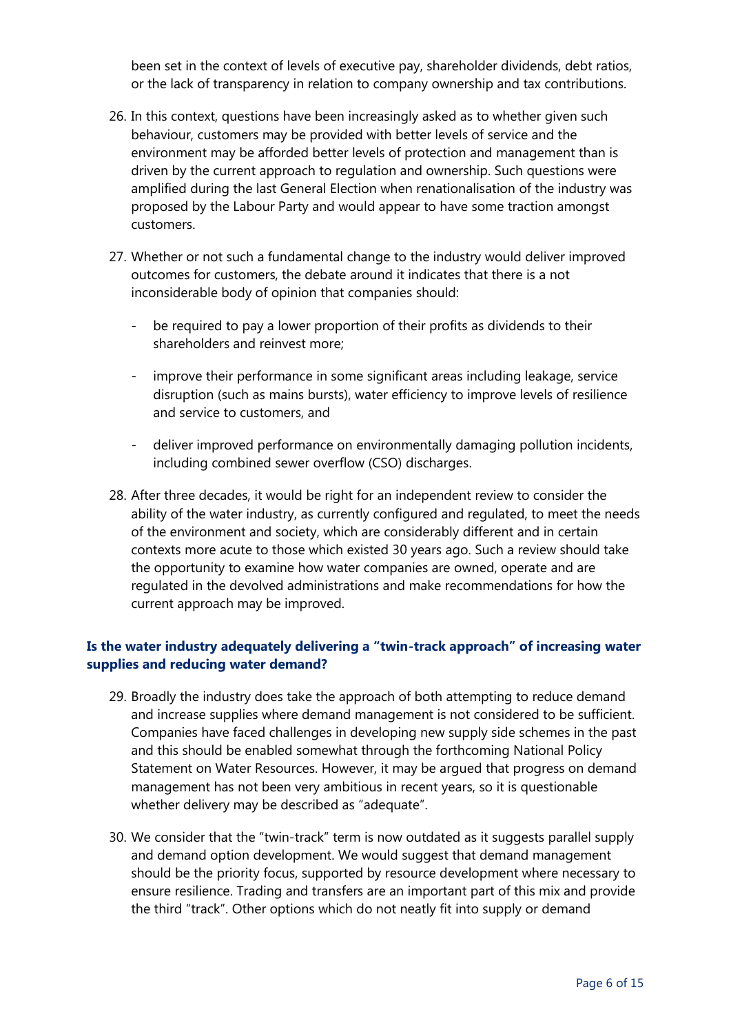been set in the context of levels of executive pay, shareholder dividends, debt ratios, or the lack of transparency in relation to company ownership and tax contributions.

26. In this context, questions have been increasingly asked as to whether given such behaviour, customers may be provided with better levels of service and the environment may be afforded better levels of protection and management than is driven by the current approach to regulation and ownership. Such questions were amplified during the last General Election when renationalisation of the industry was proposed by the Labour Party and would appear to have some traction amongst customers.

27. Whether or not such a fundamental change to the industry would deliver improved outcomes for customers, the debate around it indicates that there is a not inconsiderable body of opinion that companies should:

    - be required to pay a lower proportion of their profits as dividends to their shareholders and reinvest more;
    - improve their performance in some significant areas including leakage, service disruption (such as mains bursts), water efficiency to improve levels of resilience and service to customers, and
    - deliver improved performance on environmentally damaging pollution incidents, including combined sewer overflow (CSO) discharges.

28. After three decades, it would be right for an independent review to consider the ability of the water industry, as currently configured and regulated, to meet the needs of the environment and society, which are considerably different and in certain contexts more acute to those which existed 30 years ago. Such a review should take the opportunity to examine how water companies are owned, operate and are regulated in the devolved administrations and make recommendations for how the current approach may be improved.

### Is the water industry adequately delivering a "twin-track approach" of increasing water supplies and reducing water demand?

29. Broadly the industry does take the approach of both attempting to reduce demand and increase supplies where demand management is not considered to be sufficient. Companies have faced challenges in developing new supply side schemes in the past and this should be enabled somewhat through the forthcoming National Policy Statement on Water Resources. However, it may be argued that progress on demand management has not been very ambitious in recent years, so it is questionable whether delivery may be described as "adequate".

30. We consider that the "twin-track" term is now outdated as it suggests parallel supply and demand option development. We would suggest that demand management should be the priority focus, supported by resource development where necessary to ensure resilience. Trading and transfers are an important part of this mix and provide the third "track". Other options which do not neatly fit into supply or demand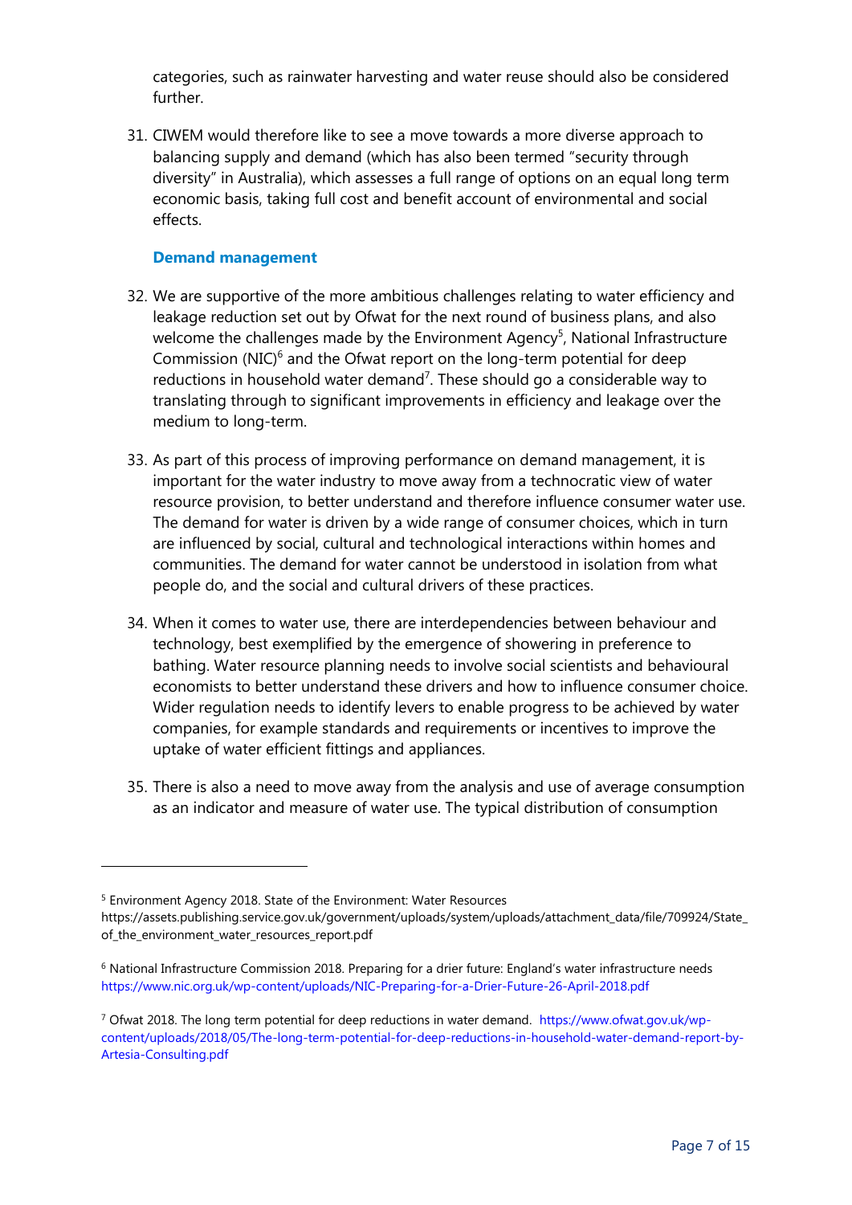categories, such as rainwater harvesting and water reuse should also be considered further.

31. CIWEM would therefore like to see a move towards a more diverse approach to balancing supply and demand (which has also been termed "security through diversity" in Australia), which assesses a full range of options on an equal long term economic basis, taking full cost and benefit account of environmental and social effects.

### Demand management

32. We are supportive of the more ambitious challenges relating to water efficiency and leakage reduction set out by Ofwat for the next round of business plans, and also welcome the challenges made by the Environment Agency[5], National Infrastructure Commission (NIC)[6] and the Ofwat report on the long-term potential for deep reductions in household water demand[7]. These should go a considerable way to translating through to significant improvements in efficiency and leakage over the medium to long-term.

33. As part of this process of improving performance on demand management, it is important for the water industry to move away from a technocratic view of water resource provision, to better understand and therefore influence consumer water use. The demand for water is driven by a wide range of consumer choices, which in turn are influenced by social, cultural and technological interactions within homes and communities. The demand for water cannot be understood in isolation from what people do, and the social and cultural drivers of these practices.

34. When it comes to water use, there are interdependencies between behaviour and technology, best exemplified by the emergence of showering in preference to bathing. Water resource planning needs to involve social scientists and behavioural economists to better understand these drivers and how to influence consumer choice. Wider regulation needs to identify levers to enable progress to be achieved by water companies, for example standards and requirements or incentives to improve the uptake of water efficient fittings and appliances.

35. There is also a need to move away from the analysis and use of average consumption as an indicator and measure of water use. The typical distribution of consumption

---

[5] Environment Agency 2018. State of the Environment: Water Resources https://assets.publishing.service.gov.uk/government/uploads/system/uploads/attachment_data/file/709924/State_of_the_environment_water_resources_report.pdf

[6] National Infrastructure Commission 2018. Preparing for a drier future: England's water infrastructure needs https://www.nic.org.uk/wp-content/uploads/NIC-Preparing-for-a-Drier-Future-26-April-2018.pdf

[7] Ofwat 2018. The long term potential for deep reductions in water demand. https://www.ofwat.gov.uk/wp-content/uploads/2018/05/The-long-term-potential-for-deep-reductions-in-household-water-demand-report-by-Artesia-Consulting.pdf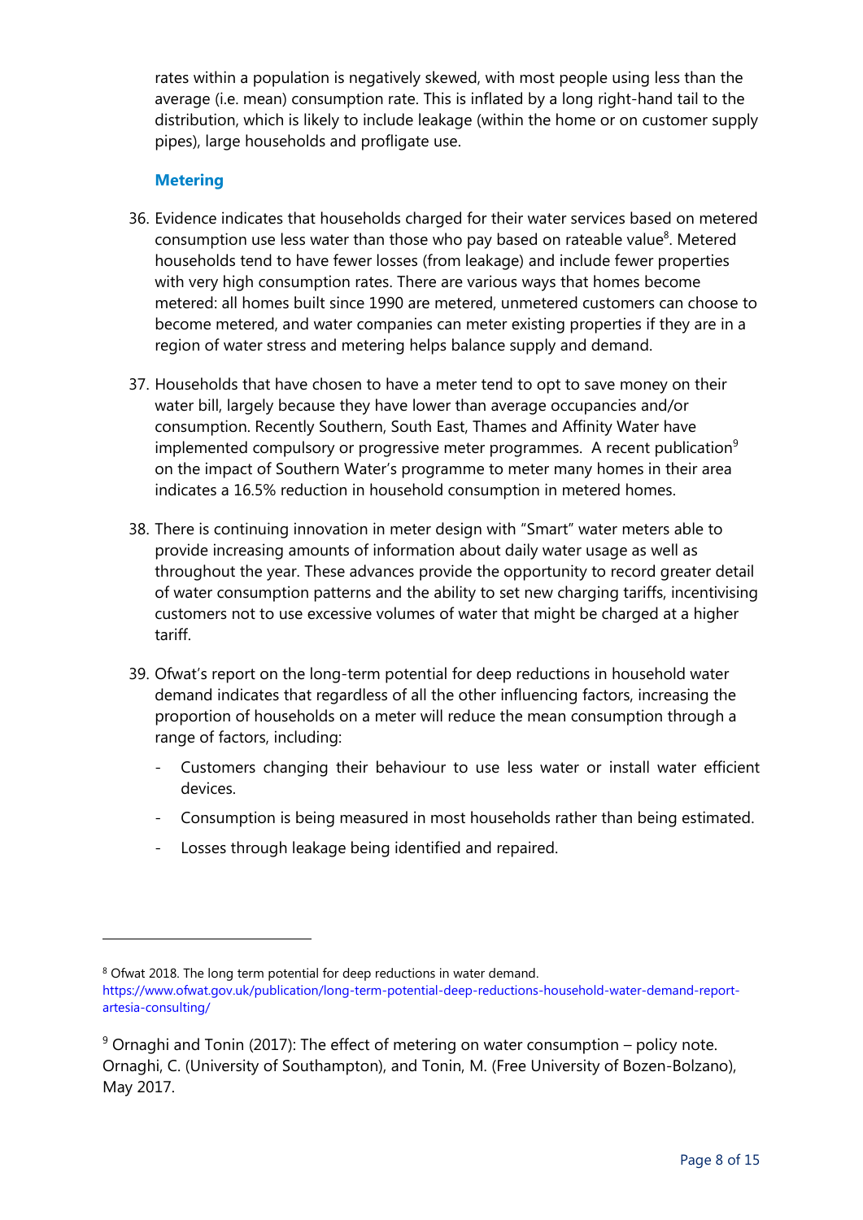rates within a population is negatively skewed, with most people using less than the average (i.e. mean) consumption rate. This is inflated by a long right-hand tail to the distribution, which is likely to include leakage (within the home or on customer supply pipes), large households and profligate use.

### Metering

36. Evidence indicates that households charged for their water services based on metered consumption use less water than those who pay based on rateable value[8]. Metered households tend to have fewer losses (from leakage) and include fewer properties with very high consumption rates. There are various ways that homes become metered: all homes built since 1990 are metered, unmetered customers can choose to become metered, and water companies can meter existing properties if they are in a region of water stress and metering helps balance supply and demand.

37. Households that have chosen to have a meter tend to opt to save money on their water bill, largely because they have lower than average occupancies and/or consumption. Recently Southern, South East, Thames and Affinity Water have implemented compulsory or progressive meter programmes. A recent publication[9] on the impact of Southern Water's programme to meter many homes in their area indicates a 16.5% reduction in household consumption in metered homes.

38. There is continuing innovation in meter design with "Smart" water meters able to provide increasing amounts of information about daily water usage as well as throughout the year. These advances provide the opportunity to record greater detail of water consumption patterns and the ability to set new charging tariffs, incentivising customers not to use excessive volumes of water that might be charged at a higher tariff.

39. Ofwat's report on the long-term potential for deep reductions in household water demand indicates that regardless of all the other influencing factors, increasing the proportion of households on a meter will reduce the mean consumption through a range of factors, including:

    - Customers changing their behaviour to use less water or install water efficient devices.
    - Consumption is being measured in most households rather than being estimated.
    - Losses through leakage being identified and repaired.

---

[8] Ofwat 2018. The long term potential for deep reductions in water demand. https://www.ofwat.gov.uk/publication/long-term-potential-deep-reductions-household-water-demand-report-artesia-consulting/

[9] Ornaghi and Tonin (2017): The effect of metering on water consumption – policy note. Ornaghi, C. (University of Southampton), and Tonin, M. (Free University of Bozen-Bolzano), May 2017.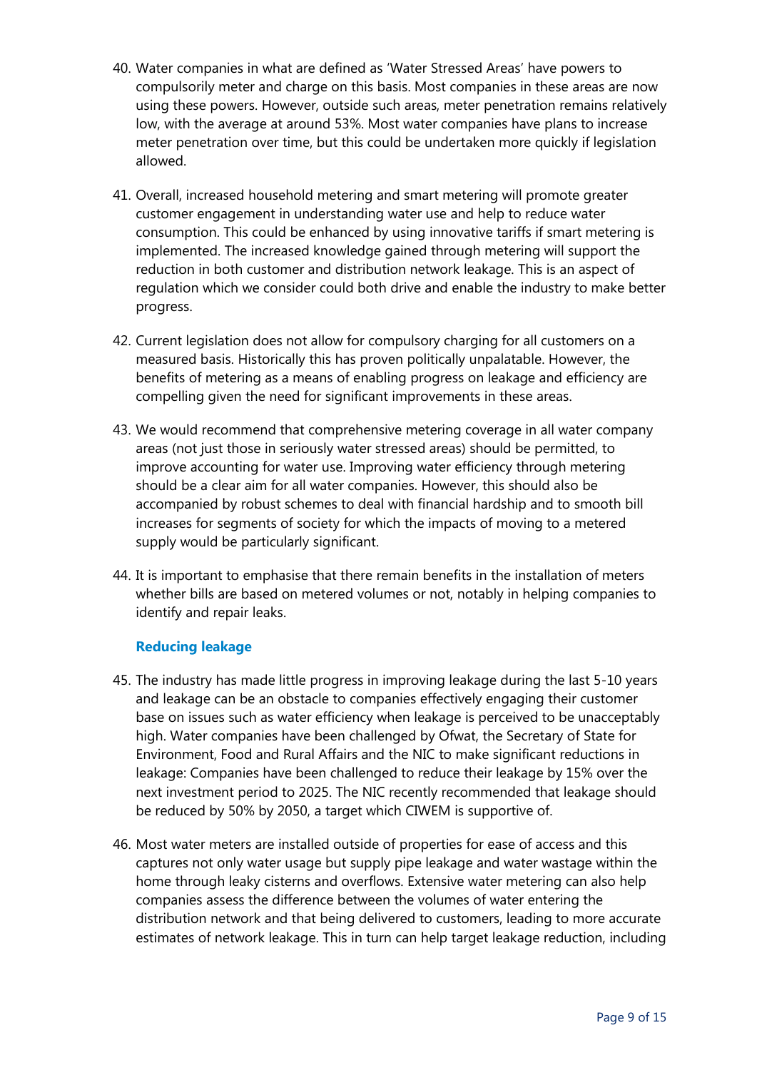40. Water companies in what are defined as 'Water Stressed Areas' have powers to compulsorily meter and charge on this basis. Most companies in these areas are now using these powers. However, outside such areas, meter penetration remains relatively low, with the average at around 53%. Most water companies have plans to increase meter penetration over time, but this could be undertaken more quickly if legislation allowed.

41. Overall, increased household metering and smart metering will promote greater customer engagement in understanding water use and help to reduce water consumption. This could be enhanced by using innovative tariffs if smart metering is implemented. The increased knowledge gained through metering will support the reduction in both customer and distribution network leakage. This is an aspect of regulation which we consider could both drive and enable the industry to make better progress.

42. Current legislation does not allow for compulsory charging for all customers on a measured basis. Historically this has proven politically unpalatable. However, the benefits of metering as a means of enabling progress on leakage and efficiency are compelling given the need for significant improvements in these areas.

43. We would recommend that comprehensive metering coverage in all water company areas (not just those in seriously water stressed areas) should be permitted, to improve accounting for water use. Improving water efficiency through metering should be a clear aim for all water companies. However, this should also be accompanied by robust schemes to deal with financial hardship and to smooth bill increases for segments of society for which the impacts of moving to a metered supply would be particularly significant.

44. It is important to emphasise that there remain benefits in the installation of meters whether bills are based on metered volumes or not, notably in helping companies to identify and repair leaks.

### Reducing leakage

45. The industry has made little progress in improving leakage during the last 5-10 years and leakage can be an obstacle to companies effectively engaging their customer base on issues such as water efficiency when leakage is perceived to be unacceptably high. Water companies have been challenged by Ofwat, the Secretary of State for Environment, Food and Rural Affairs and the NIC to make significant reductions in leakage: Companies have been challenged to reduce their leakage by 15% over the next investment period to 2025. The NIC recently recommended that leakage should be reduced by 50% by 2050, a target which CIWEM is supportive of.

46. Most water meters are installed outside of properties for ease of access and this captures not only water usage but supply pipe leakage and water wastage within the home through leaky cisterns and overflows. Extensive water metering can also help companies assess the difference between the volumes of water entering the distribution network and that being delivered to customers, leading to more accurate estimates of network leakage. This in turn can help target leakage reduction, including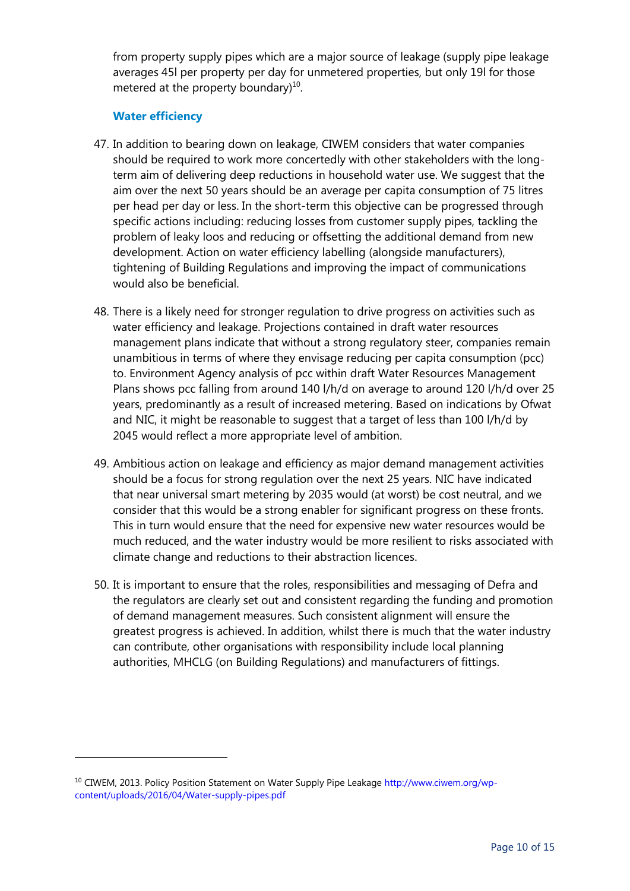from property supply pipes which are a major source of leakage (supply pipe leakage averages 45l per property per day for unmetered properties, but only 19l for those metered at the property boundary)[10].

### Water efficiency

47. In addition to bearing down on leakage, CIWEM considers that water companies should be required to work more concertedly with other stakeholders with the long-term aim of delivering deep reductions in household water use. We suggest that the aim over the next 50 years should be an average per capita consumption of 75 litres per head per day or less. In the short-term this objective can be progressed through specific actions including: reducing losses from customer supply pipes, tackling the problem of leaky loos and reducing or offsetting the additional demand from new development. Action on water efficiency labelling (alongside manufacturers), tightening of Building Regulations and improving the impact of communications would also be beneficial.

48. There is a likely need for stronger regulation to drive progress on activities such as water efficiency and leakage. Projections contained in draft water resources management plans indicate that without a strong regulatory steer, companies remain unambitious in terms of where they envisage reducing per capita consumption (pcc) to. Environment Agency analysis of pcc within draft Water Resources Management Plans shows pcc falling from around 140 l/h/d on average to around 120 l/h/d over 25 years, predominantly as a result of increased metering. Based on indications by Ofwat and NIC, it might be reasonable to suggest that a target of less than 100 l/h/d by 2045 would reflect a more appropriate level of ambition.

49. Ambitious action on leakage and efficiency as major demand management activities should be a focus for strong regulation over the next 25 years. NIC have indicated that near universal smart metering by 2035 would (at worst) be cost neutral, and we consider that this would be a strong enabler for significant progress on these fronts. This in turn would ensure that the need for expensive new water resources would be much reduced, and the water industry would be more resilient to risks associated with climate change and reductions to their abstraction licences.

50. It is important to ensure that the roles, responsibilities and messaging of Defra and the regulators are clearly set out and consistent regarding the funding and promotion of demand management measures. Such consistent alignment will ensure the greatest progress is achieved. In addition, whilst there is much that the water industry can contribute, other organisations with responsibility include local planning authorities, MHCLG (on Building Regulations) and manufacturers of fittings.

---

[10] CIWEM, 2013. Policy Position Statement on Water Supply Pipe Leakage http://www.ciwem.org/wp-content/uploads/2016/04/Water-supply-pipes.pdf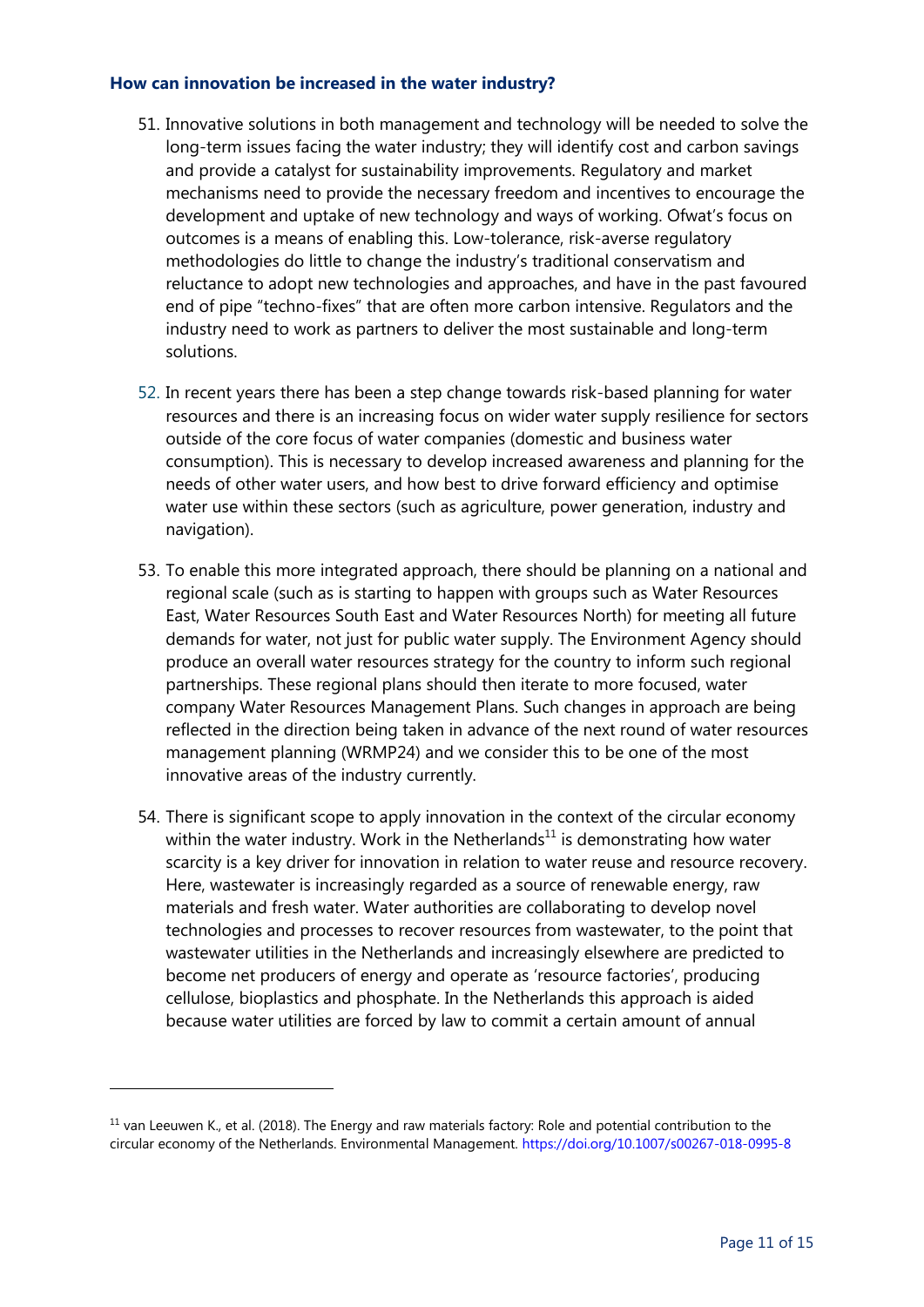### How can innovation be increased in the water industry?

51. Innovative solutions in both management and technology will be needed to solve the long-term issues facing the water industry; they will identify cost and carbon savings and provide a catalyst for sustainability improvements. Regulatory and market mechanisms need to provide the necessary freedom and incentives to encourage the development and uptake of new technology and ways of working. Ofwat's focus on outcomes is a means of enabling this. Low-tolerance, risk-averse regulatory methodologies do little to change the industry's traditional conservatism and reluctance to adopt new technologies and approaches, and have in the past favoured end of pipe "techno-fixes" that are often more carbon intensive. Regulators and the industry need to work as partners to deliver the most sustainable and long-term solutions.

52. In recent years there has been a step change towards risk-based planning for water resources and there is an increasing focus on wider water supply resilience for sectors outside of the core focus of water companies (domestic and business water consumption). This is necessary to develop increased awareness and planning for the needs of other water users, and how best to drive forward efficiency and optimise water use within these sectors (such as agriculture, power generation, industry and navigation).

53. To enable this more integrated approach, there should be planning on a national and regional scale (such as is starting to happen with groups such as Water Resources East, Water Resources South East and Water Resources North) for meeting all future demands for water, not just for public water supply. The Environment Agency should produce an overall water resources strategy for the country to inform such regional partnerships. These regional plans should then iterate to more focused, water company Water Resources Management Plans. Such changes in approach are being reflected in the direction being taken in advance of the next round of water resources management planning (WRMP24) and we consider this to be one of the most innovative areas of the industry currently.

54. There is significant scope to apply innovation in the context of the circular economy within the water industry. Work in the Netherlands[11] is demonstrating how water scarcity is a key driver for innovation in relation to water reuse and resource recovery. Here, wastewater is increasingly regarded as a source of renewable energy, raw materials and fresh water. Water authorities are collaborating to develop novel technologies and processes to recover resources from wastewater, to the point that wastewater utilities in the Netherlands and increasingly elsewhere are predicted to become net producers of energy and operate as 'resource factories', producing cellulose, bioplastics and phosphate. In the Netherlands this approach is aided because water utilities are forced by law to commit a certain amount of annual

---

[11] van Leeuwen K., et al. (2018). The Energy and raw materials factory: Role and potential contribution to the circular economy of the Netherlands. Environmental Management. https://doi.org/10.1007/s00267-018-0995-8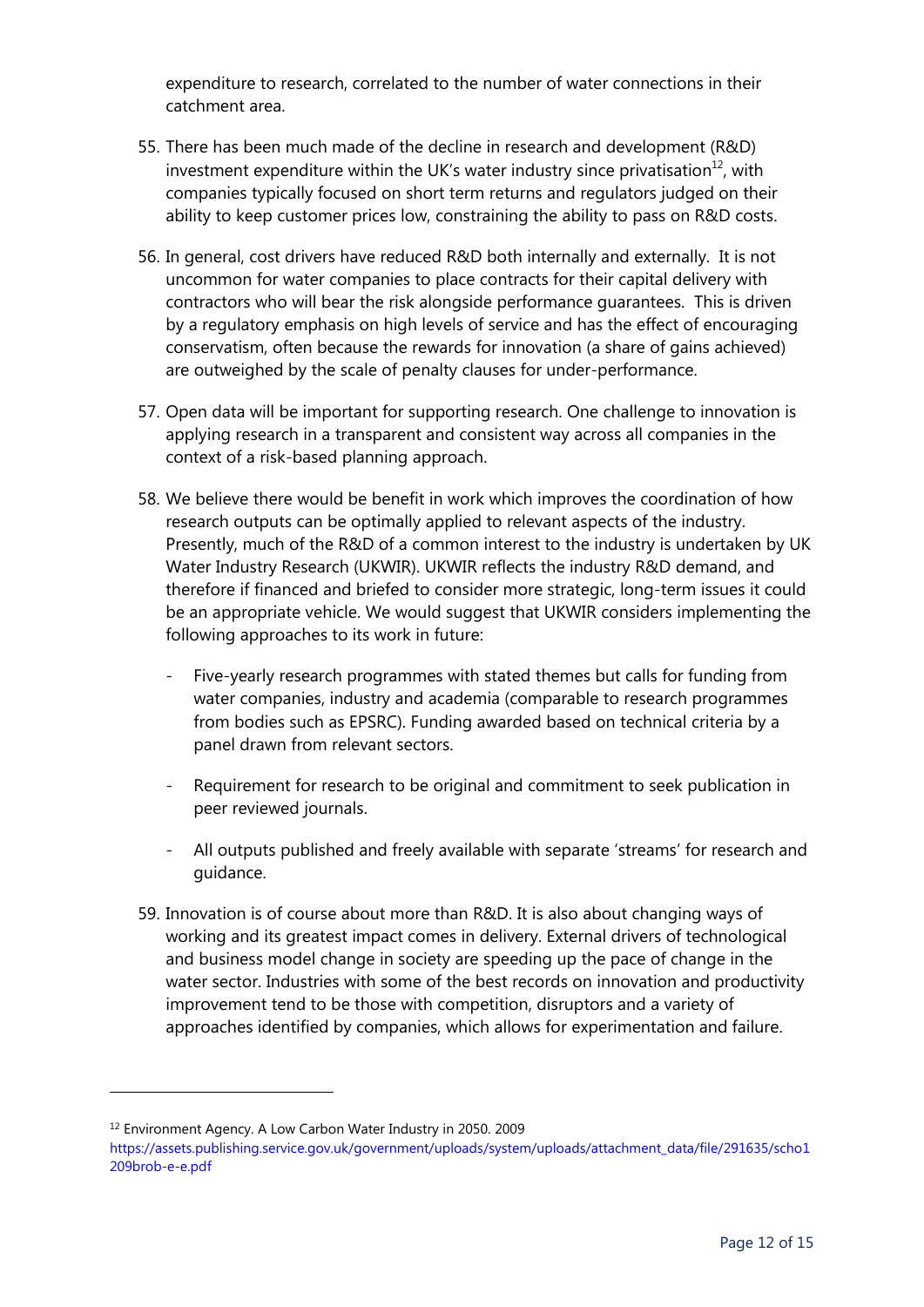expenditure to research, correlated to the number of water connections in their catchment area.

55. There has been much made of the decline in research and development (R&D) investment expenditure within the UK's water industry since privatisation[12], with companies typically focused on short term returns and regulators judged on their ability to keep customer prices low, constraining the ability to pass on R&D costs.

56. In general, cost drivers have reduced R&D both internally and externally. It is not uncommon for water companies to place contracts for their capital delivery with contractors who will bear the risk alongside performance guarantees. This is driven by a regulatory emphasis on high levels of service and has the effect of encouraging conservatism, often because the rewards for innovation (a share of gains achieved) are outweighed by the scale of penalty clauses for under-performance.

57. Open data will be important for supporting research. One challenge to innovation is applying research in a transparent and consistent way across all companies in the context of a risk-based planning approach.

58. We believe there would be benefit in work which improves the coordination of how research outputs can be optimally applied to relevant aspects of the industry. Presently, much of the R&D of a common interest to the industry is undertaken by UK Water Industry Research (UKWIR). UKWIR reflects the industry R&D demand, and therefore if financed and briefed to consider more strategic, long-term issues it could be an appropriate vehicle. We would suggest that UKWIR considers implementing the following approaches to its work in future:

    - Five-yearly research programmes with stated themes but calls for funding from water companies, industry and academia (comparable to research programmes from bodies such as EPSRC). Funding awarded based on technical criteria by a panel drawn from relevant sectors.
    - Requirement for research to be original and commitment to seek publication in peer reviewed journals.
    - All outputs published and freely available with separate 'streams' for research and guidance.

59. Innovation is of course about more than R&D. It is also about changing ways of working and its greatest impact comes in delivery. External drivers of technological and business model change in society are speeding up the pace of change in the water sector. Industries with some of the best records on innovation and productivity improvement tend to be those with competition, disruptors and a variety of approaches identified by companies, which allows for experimentation and failure.

---

[12] Environment Agency. A Low Carbon Water Industry in 2050. 2009 https://assets.publishing.service.gov.uk/government/uploads/system/uploads/attachment_data/file/291635/scho1209brob-e-e.pdf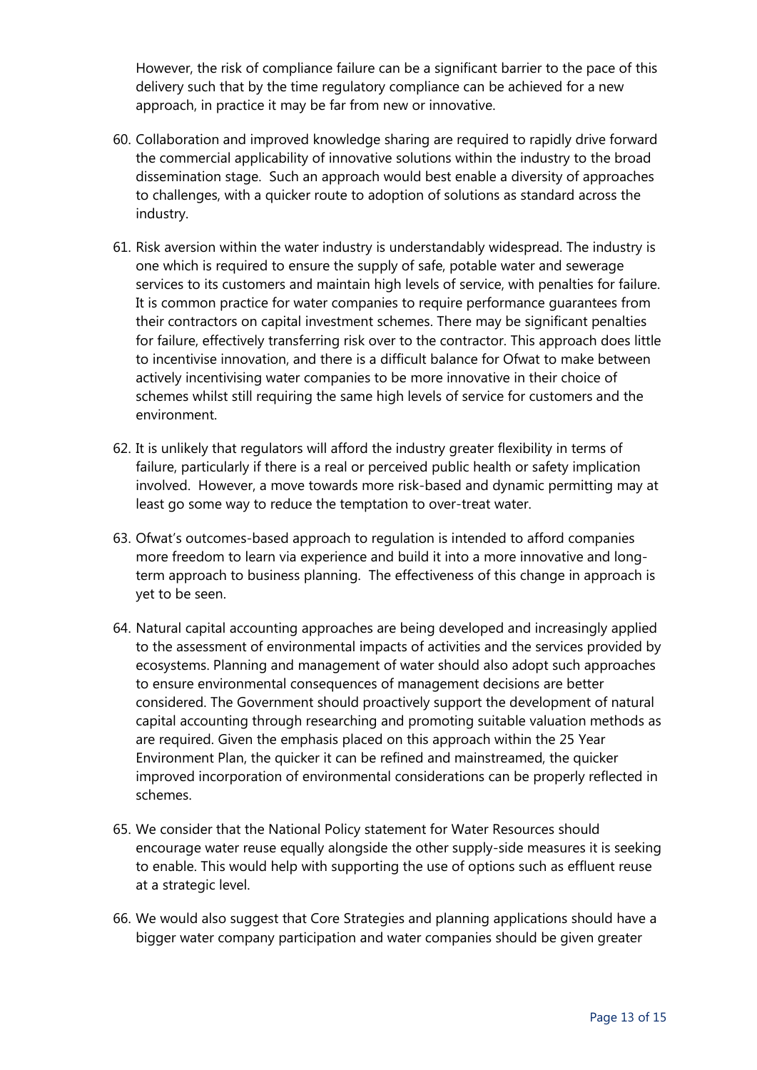However, the risk of compliance failure can be a significant barrier to the pace of this delivery such that by the time regulatory compliance can be achieved for a new approach, in practice it may be far from new or innovative.

60. Collaboration and improved knowledge sharing are required to rapidly drive forward the commercial applicability of innovative solutions within the industry to the broad dissemination stage. Such an approach would best enable a diversity of approaches to challenges, with a quicker route to adoption of solutions as standard across the industry.

61. Risk aversion within the water industry is understandably widespread. The industry is one which is required to ensure the supply of safe, potable water and sewerage services to its customers and maintain high levels of service, with penalties for failure. It is common practice for water companies to require performance guarantees from their contractors on capital investment schemes. There may be significant penalties for failure, effectively transferring risk over to the contractor. This approach does little to incentivise innovation, and there is a difficult balance for Ofwat to make between actively incentivising water companies to be more innovative in their choice of schemes whilst still requiring the same high levels of service for customers and the environment.

62. It is unlikely that regulators will afford the industry greater flexibility in terms of failure, particularly if there is a real or perceived public health or safety implication involved. However, a move towards more risk-based and dynamic permitting may at least go some way to reduce the temptation to over-treat water.

63. Ofwat's outcomes-based approach to regulation is intended to afford companies more freedom to learn via experience and build it into a more innovative and long-term approach to business planning. The effectiveness of this change in approach is yet to be seen.

64. Natural capital accounting approaches are being developed and increasingly applied to the assessment of environmental impacts of activities and the services provided by ecosystems. Planning and management of water should also adopt such approaches to ensure environmental consequences of management decisions are better considered. The Government should proactively support the development of natural capital accounting through researching and promoting suitable valuation methods as are required. Given the emphasis placed on this approach within the 25 Year Environment Plan, the quicker it can be refined and mainstreamed, the quicker improved incorporation of environmental considerations can be properly reflected in schemes.

65. We consider that the National Policy statement for Water Resources should encourage water reuse equally alongside the other supply-side measures it is seeking to enable. This would help with supporting the use of options such as effluent reuse at a strategic level.

66. We would also suggest that Core Strategies and planning applications should have a bigger water company participation and water companies should be given greater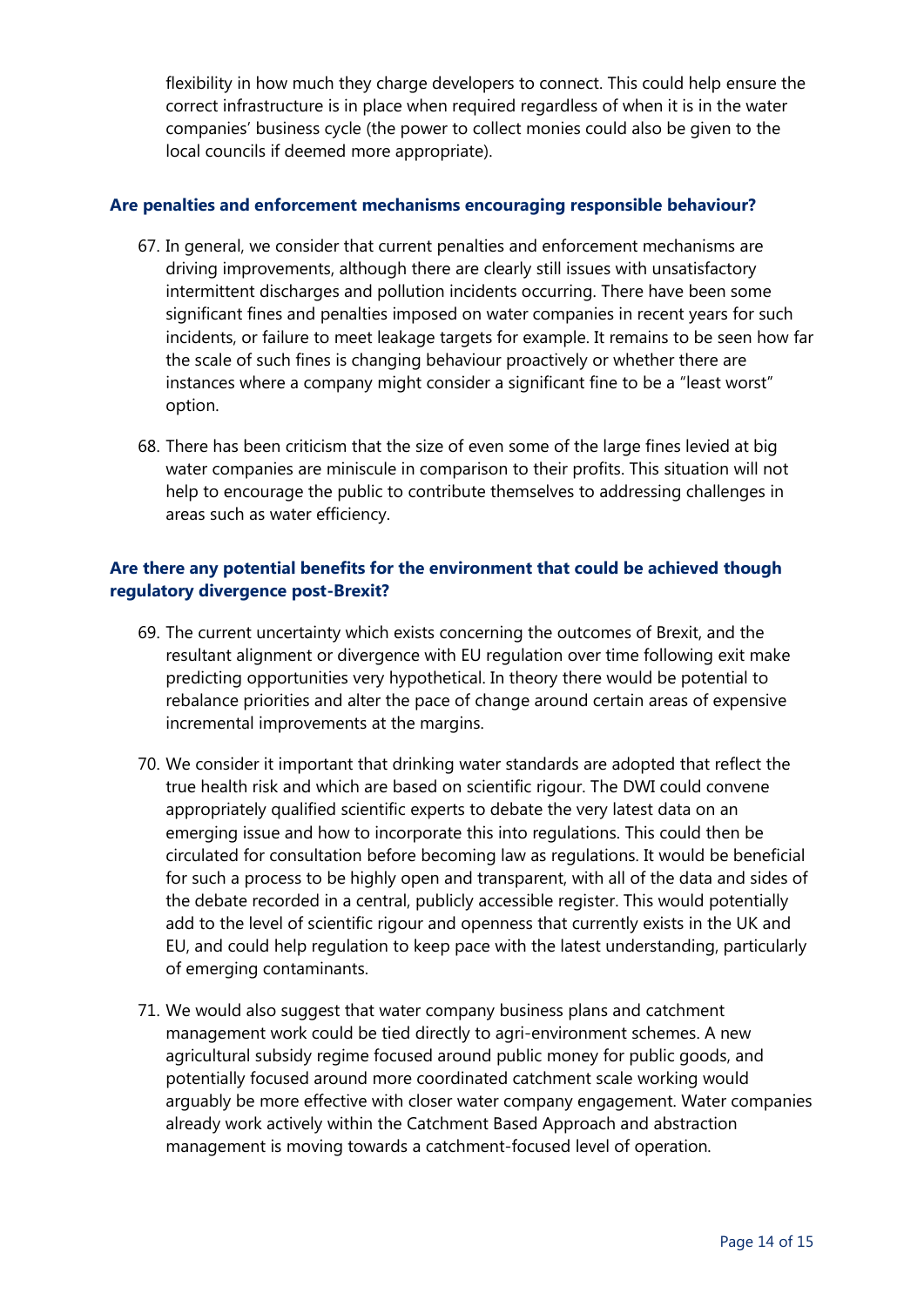flexibility in how much they charge developers to connect. This could help ensure the correct infrastructure is in place when required regardless of when it is in the water companies' business cycle (the power to collect monies could also be given to the local councils if deemed more appropriate).

### Are penalties and enforcement mechanisms encouraging responsible behaviour?

67. In general, we consider that current penalties and enforcement mechanisms are driving improvements, although there are clearly still issues with unsatisfactory intermittent discharges and pollution incidents occurring. There have been some significant fines and penalties imposed on water companies in recent years for such incidents, or failure to meet leakage targets for example. It remains to be seen how far the scale of such fines is changing behaviour proactively or whether there are instances where a company might consider a significant fine to be a "least worst" option.

68. There has been criticism that the size of even some of the large fines levied at big water companies are miniscule in comparison to their profits. This situation will not help to encourage the public to contribute themselves to addressing challenges in areas such as water efficiency.

### Are there any potential benefits for the environment that could be achieved though regulatory divergence post-Brexit?

69. The current uncertainty which exists concerning the outcomes of Brexit, and the resultant alignment or divergence with EU regulation over time following exit make predicting opportunities very hypothetical. In theory there would be potential to rebalance priorities and alter the pace of change around certain areas of expensive incremental improvements at the margins.

70. We consider it important that drinking water standards are adopted that reflect the true health risk and which are based on scientific rigour. The DWI could convene appropriately qualified scientific experts to debate the very latest data on an emerging issue and how to incorporate this into regulations. This could then be circulated for consultation before becoming law as regulations. It would be beneficial for such a process to be highly open and transparent, with all of the data and sides of the debate recorded in a central, publicly accessible register. This would potentially add to the level of scientific rigour and openness that currently exists in the UK and EU, and could help regulation to keep pace with the latest understanding, particularly of emerging contaminants.

71. We would also suggest that water company business plans and catchment management work could be tied directly to agri-environment schemes. A new agricultural subsidy regime focused around public money for public goods, and potentially focused around more coordinated catchment scale working would arguably be more effective with closer water company engagement. Water companies already work actively within the Catchment Based Approach and abstraction management is moving towards a catchment-focused level of operation.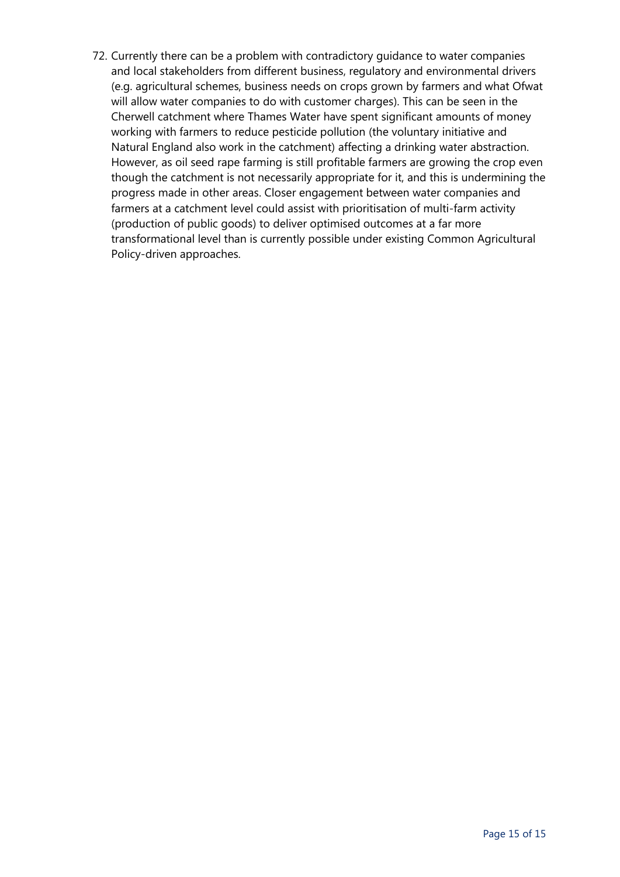72. Currently there can be a problem with contradictory guidance to water companies and local stakeholders from different business, regulatory and environmental drivers (e.g. agricultural schemes, business needs on crops grown by farmers and what Ofwat will allow water companies to do with customer charges). This can be seen in the Cherwell catchment where Thames Water have spent significant amounts of money working with farmers to reduce pesticide pollution (the voluntary initiative and Natural England also work in the catchment) affecting a drinking water abstraction. However, as oil seed rape farming is still profitable farmers are growing the crop even though the catchment is not necessarily appropriate for it, and this is undermining the progress made in other areas. Closer engagement between water companies and farmers at a catchment level could assist with prioritisation of multi-farm activity (production of public goods) to deliver optimised outcomes at a far more transformational level than is currently possible under existing Common Agricultural Policy-driven approaches.